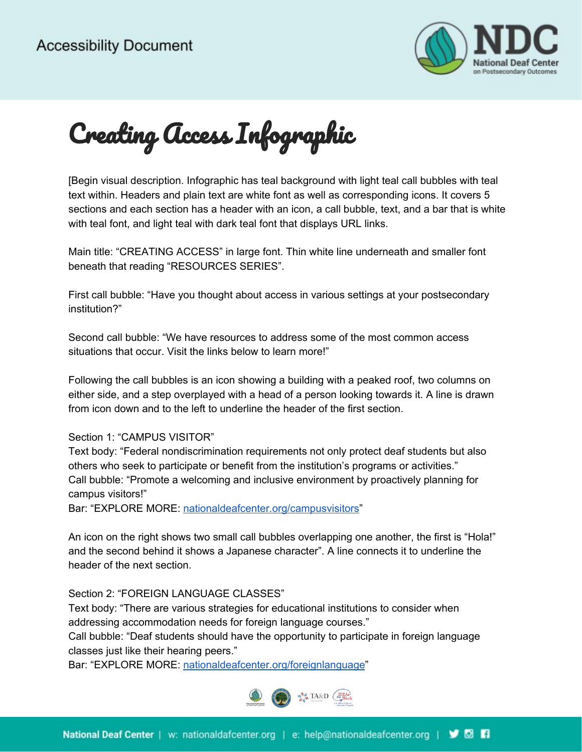Accessibility Document

# Creating Access Infographic

[Begin visual description. Infographic has teal background with light teal call bubbles with teal text within. Headers and plain text are white font as well as corresponding icons. It covers 5 sections and each section has a header with an icon, a call bubble, text, and a bar that is white with teal font, and light teal with dark teal font that displays URL links.

Main title: "CREATING ACCESS" in large font. Thin white line underneath and smaller font beneath that reading "RESOURCES SERIES".

First call bubble: "Have you thought about access in various settings at your postsecondary institution?"

Second call bubble: "We have resources to address some of the most common access situations that occur. Visit the links below to learn more!"

Following the call bubbles is an icon showing a building with a peaked roof, two columns on either side, and a step overplayed with a head of a person looking towards it. A line is drawn from icon down and to the left to underline the header of the first section.

Section 1: "CAMPUS VISITOR"
Text body: "Federal nondiscrimination requirements not only protect deaf students but also others who seek to participate or benefit from the institution's programs or activities."
Call bubble: "Promote a welcoming and inclusive environment by proactively planning for campus visitors!"
Bar: "EXPLORE MORE: nationaldeafcenter.org/campusvisitors"

An icon on the right shows two small call bubbles overlapping one another, the first is "Hola!" and the second behind it shows a Japanese character". A line connects it to underline the header of the next section.

Section 2: "FOREIGN LANGUAGE CLASSES"
Text body: "There are various strategies for educational institutions to consider when addressing accommodation needs for foreign language courses."
Call bubble: "Deaf students should have the opportunity to participate in foreign language classes just like their hearing peers."
Bar: "EXPLORE MORE: nationaldeafcenter.org/foreignlanguage"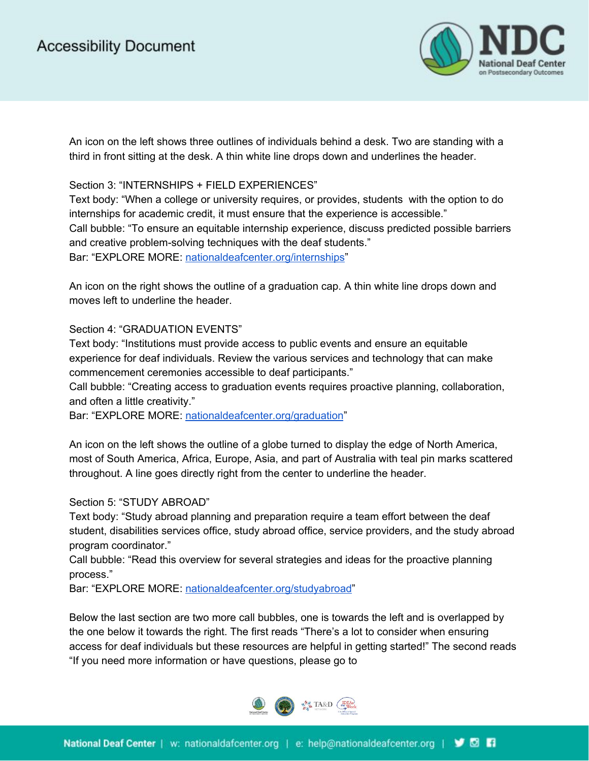An icon on the left shows three outlines of individuals behind a desk. Two are standing with a third in front sitting at the desk. A thin white line drops down and underlines the header.

Section 3: "INTERNSHIPS + FIELD EXPERIENCES"
Text body: "When a college or university requires, or provides, students with the option to do internships for academic credit, it must ensure that the experience is accessible."
Call bubble: "To ensure an equitable internship experience, discuss predicted possible barriers and creative problem-solving techniques with the deaf students."
Bar: "EXPLORE MORE: [nationaldeafcenter.org/internships](nationaldeafcenter.org/internships)"

An icon on the right shows the outline of a graduation cap. A thin white line drops down and moves left to underline the header.

Section 4: "GRADUATION EVENTS"
Text body: "Institutions must provide access to public events and ensure an equitable experience for deaf individuals. Review the various services and technology that can make commencement ceremonies accessible to deaf participants."
Call bubble: "Creating access to graduation events requires proactive planning, collaboration, and often a little creativity."
Bar: "EXPLORE MORE: [nationaldeafcenter.org/graduation](nationaldeafcenter.org/graduation)"

An icon on the left shows the outline of a globe turned to display the edge of North America, most of South America, Africa, Europe, Asia, and part of Australia with teal pin marks scattered throughout. A line goes directly right from the center to underline the header.

Section 5: "STUDY ABROAD"
Text body: "Study abroad planning and preparation require a team effort between the deaf student, disabilities services office, study abroad office, service providers, and the study abroad program coordinator."
Call bubble: "Read this overview for several strategies and ideas for the proactive planning process."
Bar: "EXPLORE MORE: [nationaldeafcenter.org/studyabroad](nationaldeafcenter.org/studyabroad)"

Below the last section are two more call bubbles, one is towards the left and is overlapped by the one below it towards the right. The first reads "There's a lot to consider when ensuring access for deaf individuals but these resources are helpful in getting started!" The second reads "If you need more information or have questions, please go to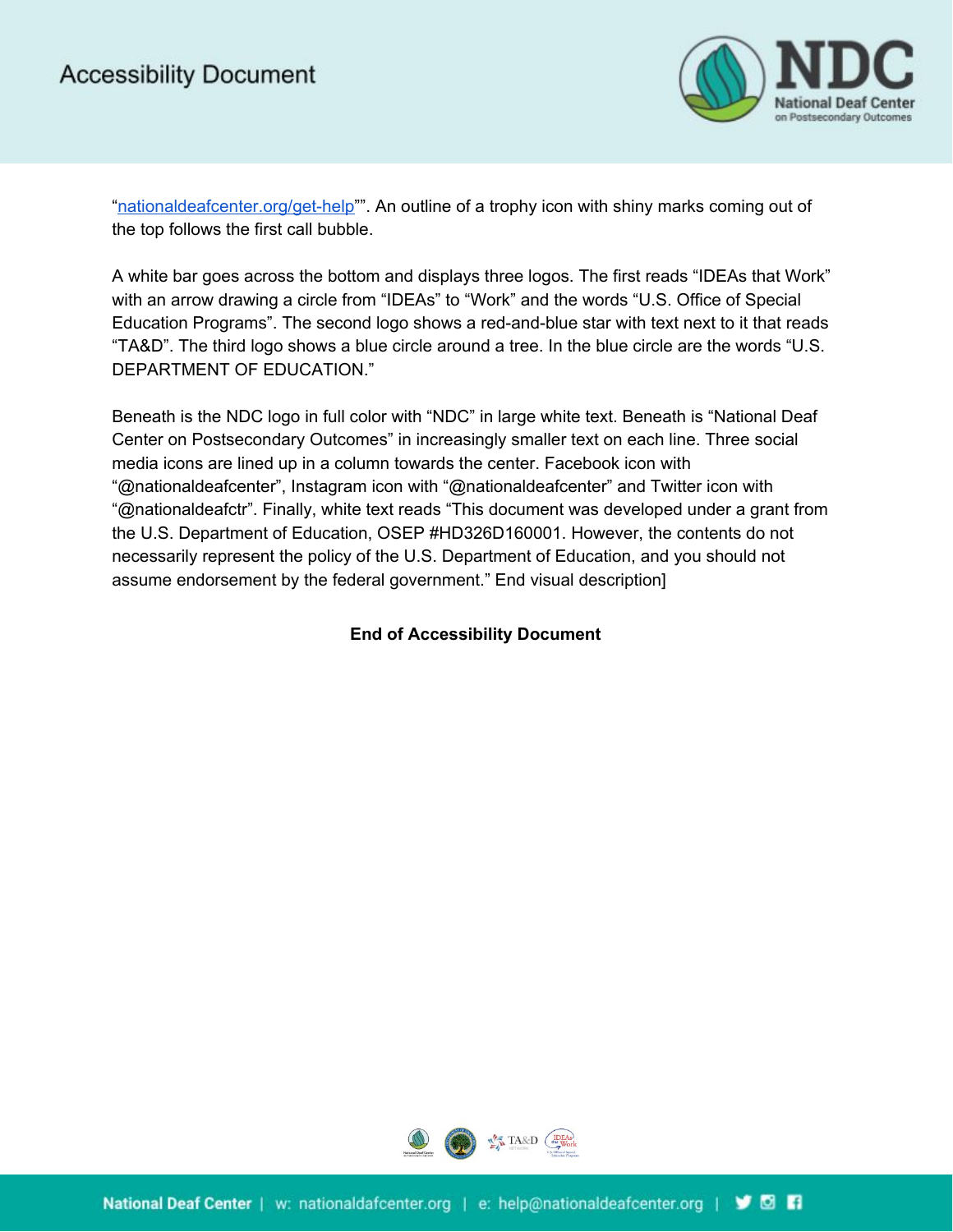"[nationaldeafcenter.org/get-help](nationaldeafcenter.org/get-help)"". An outline of a trophy icon with shiny marks coming out of the top follows the first call bubble.

A white bar goes across the bottom and displays three logos. The first reads "IDEAs that Work" with an arrow drawing a circle from "IDEAs" to "Work" and the words "U.S. Office of Special Education Programs". The second logo shows a red-and-blue star with text next to it that reads "TA&D". The third logo shows a blue circle around a tree. In the blue circle are the words "U.S. DEPARTMENT OF EDUCATION."

Beneath is the NDC logo in full color with "NDC" in large white text. Beneath is "National Deaf Center on Postsecondary Outcomes" in increasingly smaller text on each line. Three social media icons are lined up in a column towards the center. Facebook icon with "@nationaldeafcenter", Instagram icon with "@nationaldeafcenter" and Twitter icon with "@nationaldeafctr". Finally, white text reads "This document was developed under a grant from the U.S. Department of Education, OSEP #HD326D160001. However, the contents do not necessarily represent the policy of the U.S. Department of Education, and you should not assume endorsement by the federal government." End visual description]

**End of Accessibility Document**